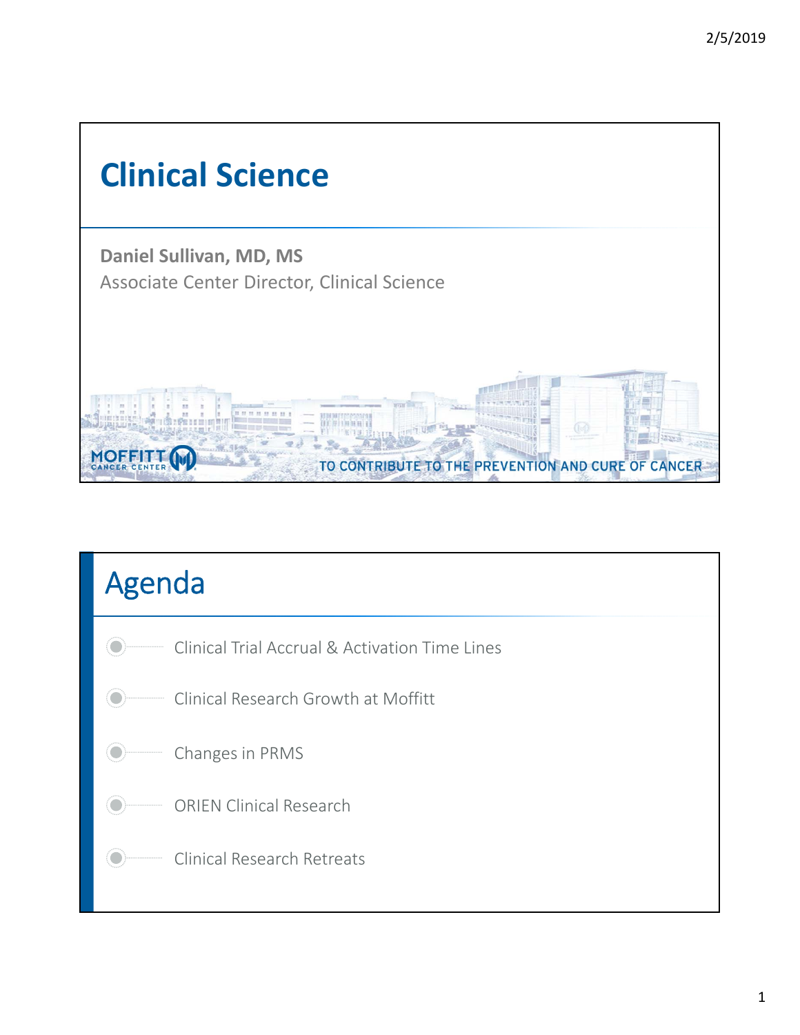# Clinical Science

**Daniel Sullivan, MD, MS**

Associate Center Director, Clinical Science

MOFFITT CANCER CENTER

TO CONTRIBUTE TO THE PREVENTION AND CURE OF CANCER

## Agenda

- Clinical Trial Accrual & Activation Time Lines
- Clinical Research Growth at Moffitt
- Changes in PRMS
- ORIEN Clinical Research
- Clinical Research Retreats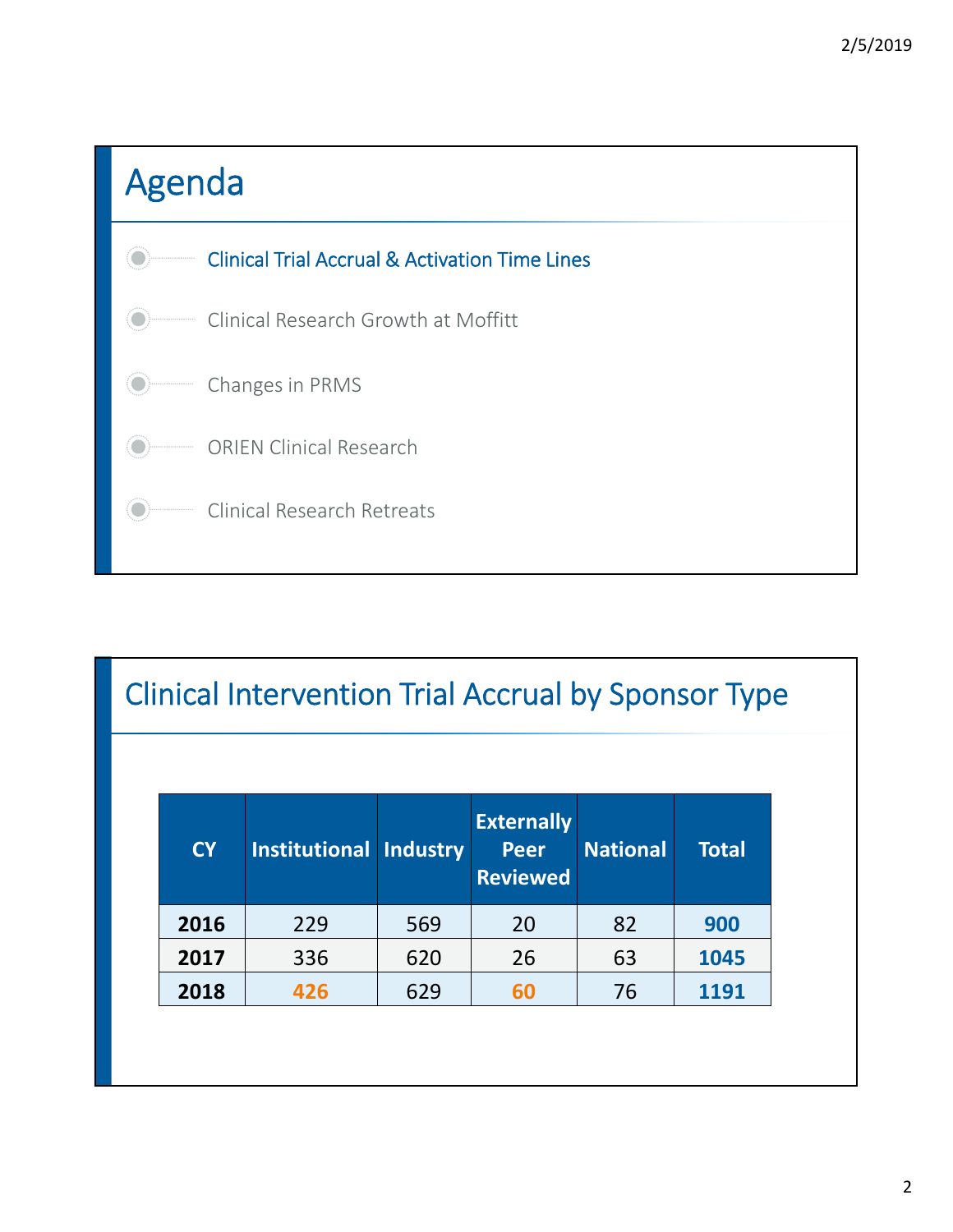# Agenda

- Clinical Trial Accrual & Activation Time Lines
- Clinical Research Growth at Moffitt
- Changes in PRMS
- ORIEN Clinical Research
- Clinical Research Retreats

# Clinical Intervention Trial Accrual by Sponsor Type

| CY | Institutional | Industry | Externally Peer Reviewed | National | Total |
|---|---|---|---|---|---|
| **2016** | 229 | 569 | 20 | 82 | **900** |
| **2017** | 336 | 620 | 26 | 63 | **1045** |
| **2018** | **426** | 629 | **60** | 76 | **1191** |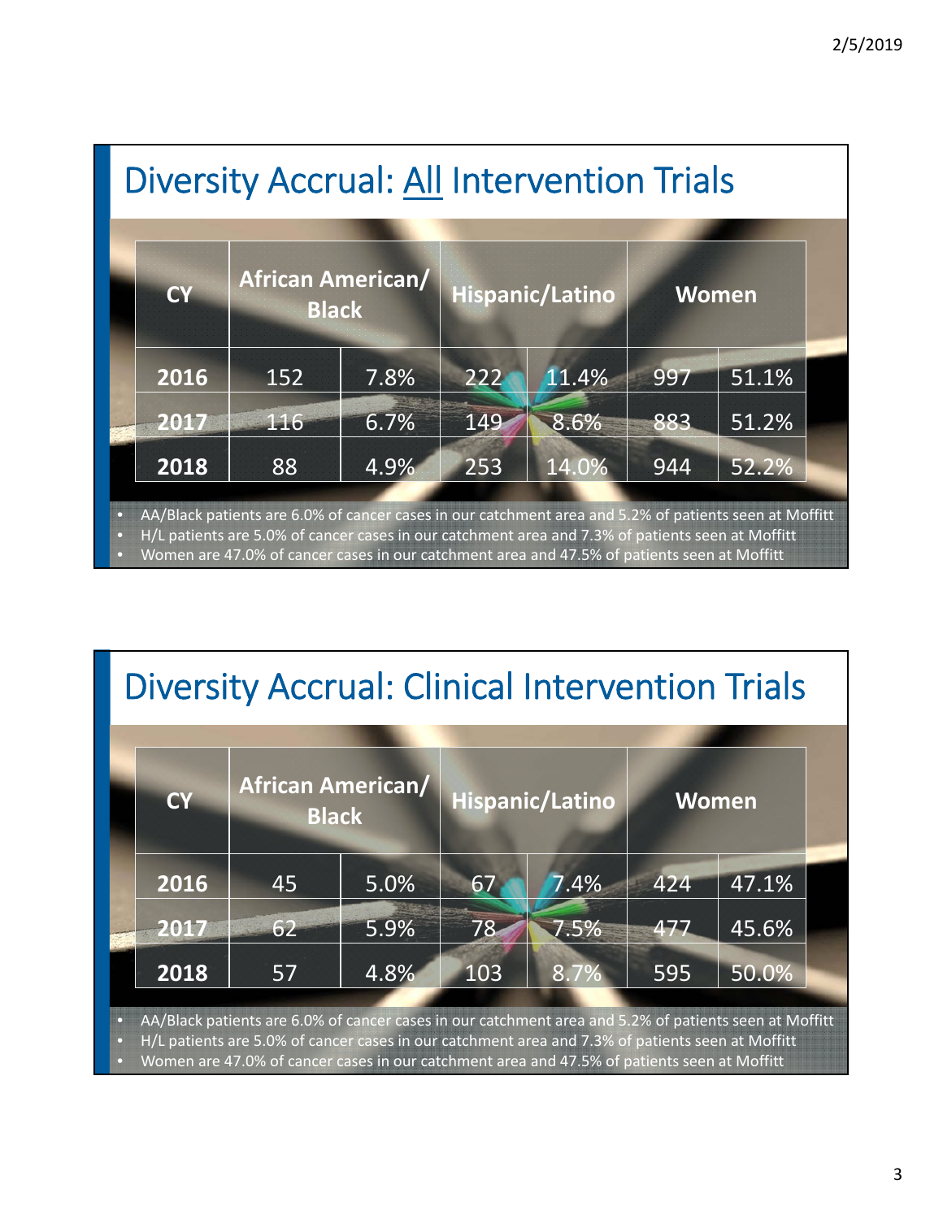## Diversity Accrual: All Intervention Trials

| CY | African American/ Black | | Hispanic/Latino | | Women | |
|---|---|---|---|---|---|---|
| 2016 | 152 | 7.8% | 222 | 11.4% | 997 | 51.1% |
| 2017 | 116 | 6.7% | 149 | 8.6% | 883 | 51.2% |
| 2018 | 88 | 4.9% | 253 | 14.0% | 944 | 52.2% |

- AA/Black patients are 6.0% of cancer cases in our catchment area and 5.2% of patients seen at Moffitt
- H/L patients are 5.0% of cancer cases in our catchment area and 7.3% of patients seen at Moffitt
- Women are 47.0% of cancer cases in our catchment area and 47.5% of patients seen at Moffitt

## Diversity Accrual: Clinical Intervention Trials

| CY | African American/ Black | | Hispanic/Latino | | Women | |
|---|---|---|---|---|---|---|
| 2016 | 45 | 5.0% | 67 | 7.4% | 424 | 47.1% |
| 2017 | 62 | 5.9% | 78 | 7.5% | 477 | 45.6% |
| 2018 | 57 | 4.8% | 103 | 8.7% | 595 | 50.0% |

- AA/Black patients are 6.0% of cancer cases in our catchment area and 5.2% of patients seen at Moffitt
- H/L patients are 5.0% of cancer cases in our catchment area and 7.3% of patients seen at Moffitt
- Women are 47.0% of cancer cases in our catchment area and 47.5% of patients seen at Moffitt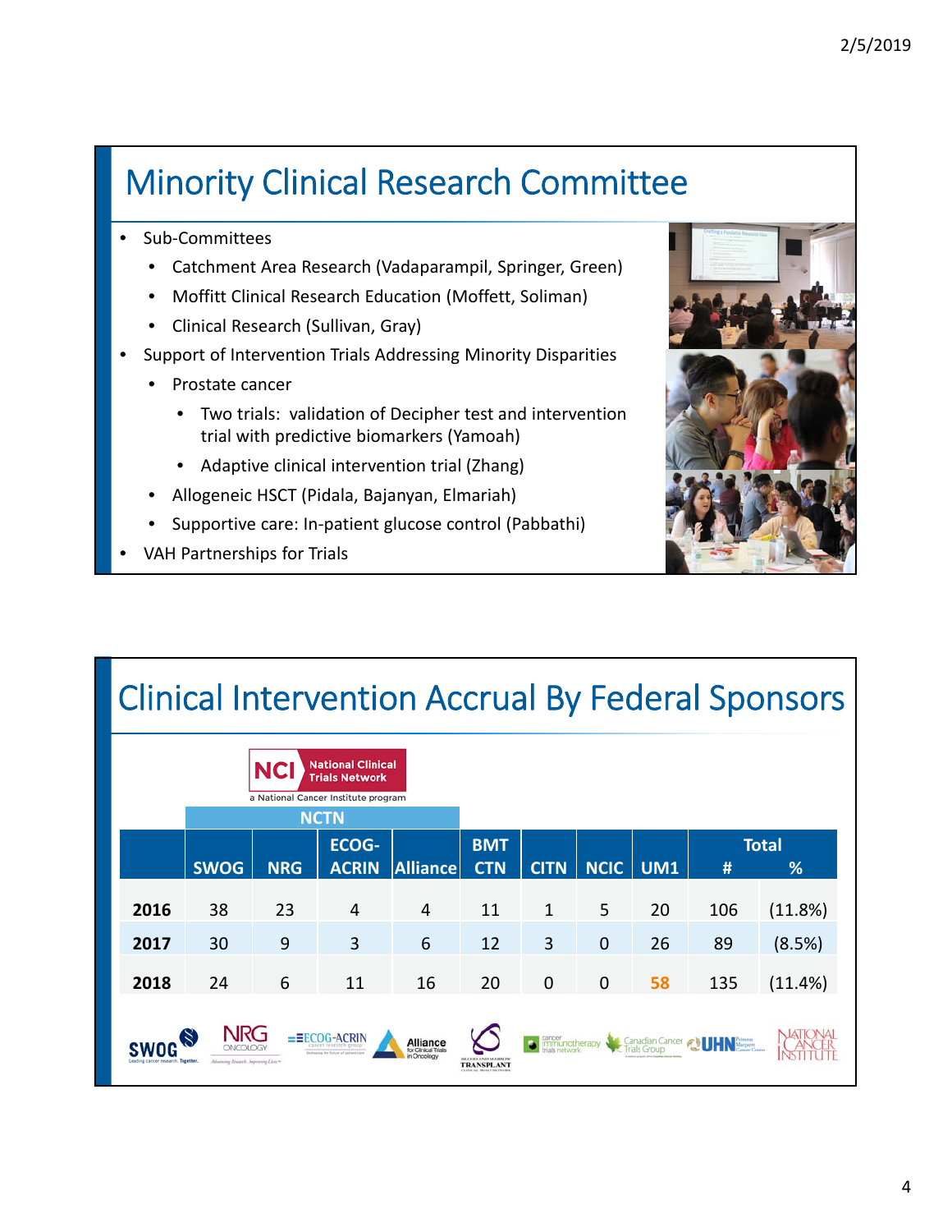## Minority Clinical Research Committee

- Sub-Committees
  - Catchment Area Research (Vadaparampil, Springer, Green)
  - Moffitt Clinical Research Education (Moffett, Soliman)
  - Clinical Research (Sullivan, Gray)
- Support of Intervention Trials Addressing Minority Disparities
  - Prostate cancer
    - Two trials: validation of Decipher test and intervention trial with predictive biomarkers (Yamoah)
    - Adaptive clinical intervention trial (Zhang)
  - Allogeneic HSCT (Pidala, Bajanyan, Elmariah)
  - Supportive care: In-patient glucose control (Pabbathi)
- VAH Partnerships for Trials

## Clinical Intervention Accrual By Federal Sponsors

NCI National Clinical Trials Network – a National Cancer Institute program

| | NCTN | | | | | | | | Total | |
|---|---|---|---|---|---|---|---|---|---|---|
| | SWOG | NRG | ECOG-ACRIN | Alliance | BMT CTN | CITN | NCIC | UM1 | # | % |
| **2016** | 38 | 23 | 4 | 4 | 11 | 1 | 5 | 20 | 106 | (11.8%) |
| **2017** | 30 | 9 | 3 | 6 | 12 | 3 | 0 | 26 | 89 | (8.5%) |
| **2018** | 24 | 6 | 11 | 16 | 20 | 0 | 0 | 58 | 135 | (11.4%) |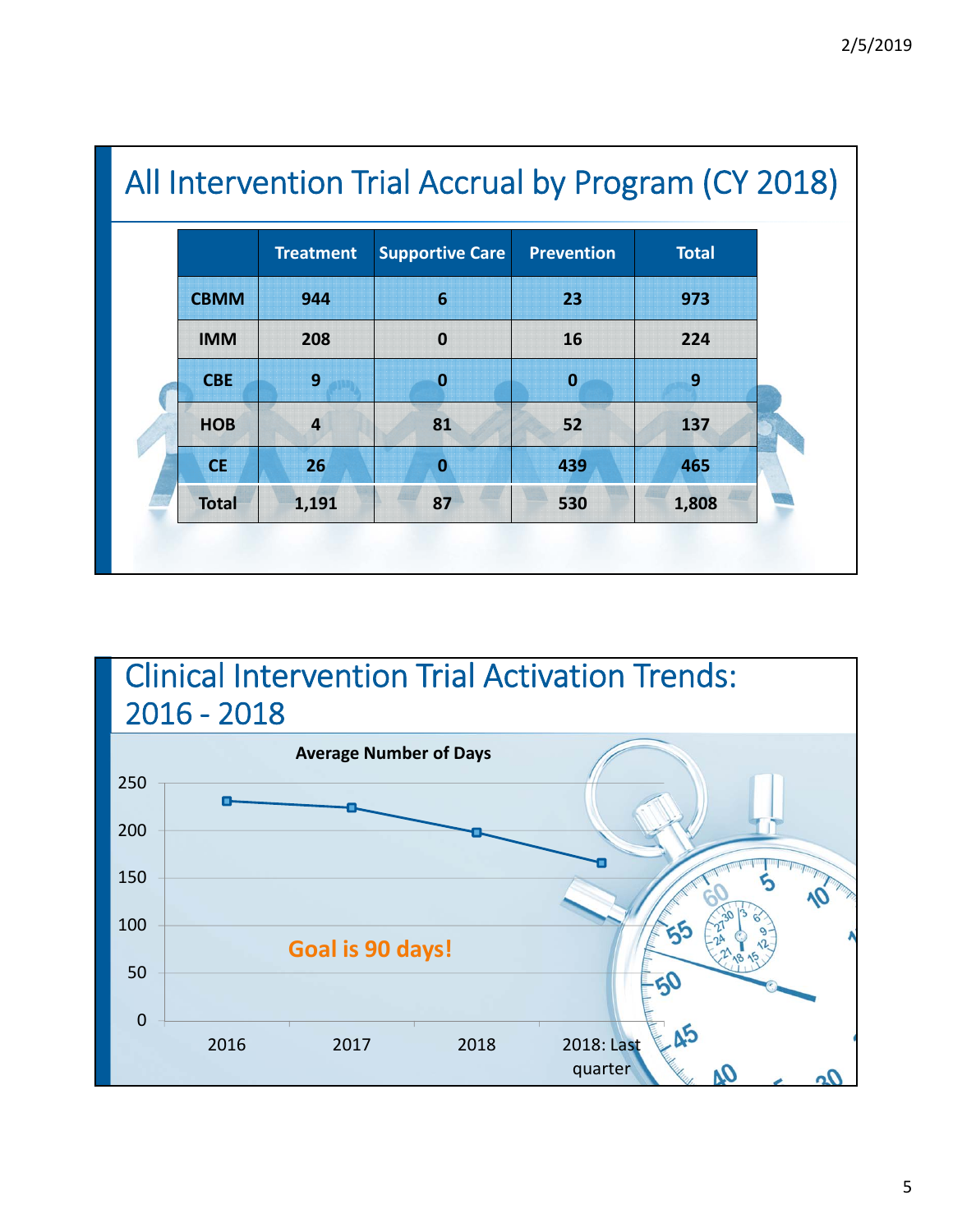## All Intervention Trial Accrual by Program (CY 2018)

| | Treatment | Supportive Care | Prevention | Total |
|---|---|---|---|---|
| CBMM | 944 | 6 | 23 | 973 |
| IMM | 208 | 0 | 16 | 224 |
| CBE | 9 | 0 | 0 | 9 |
| HOB | 4 | 81 | 52 | 137 |
| CE | 26 | 0 | 439 | 465 |
| Total | 1,191 | 87 | 530 | 1,808 |

## Clinical Intervention Trial Activation Trends: 2016 - 2018

Average Number of Days

| Period | Average Number of Days (approx.) |
|---|---|
| 2016 | ~231 |
| 2017 | ~224 |
| 2018 | ~198 |
| 2018: Last quarter | ~166 |

Goal is 90 days!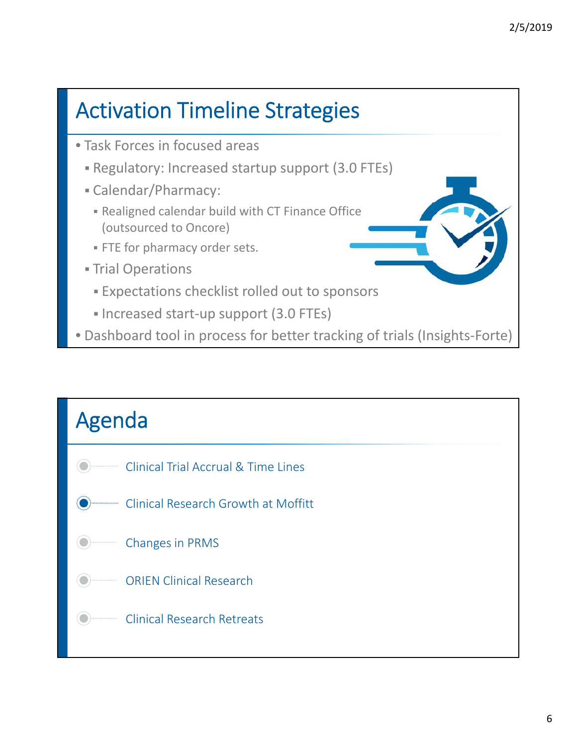## Activation Timeline Strategies

- Task Forces in focused areas
  - Regulatory: Increased startup support (3.0 FTEs)
  - Calendar/Pharmacy:
    - Realigned calendar build with CT Finance Office (outsourced to Oncore)
    - FTE for pharmacy order sets.
  - Trial Operations
    - Expectations checklist rolled out to sponsors
    - Increased start-up support (3.0 FTEs)
- Dashboard tool in process for better tracking of trials (Insights-Forte)

## Agenda

- Clinical Trial Accrual & Time Lines
- Clinical Research Growth at Moffitt
- Changes in PRMS
- ORIEN Clinical Research
- Clinical Research Retreats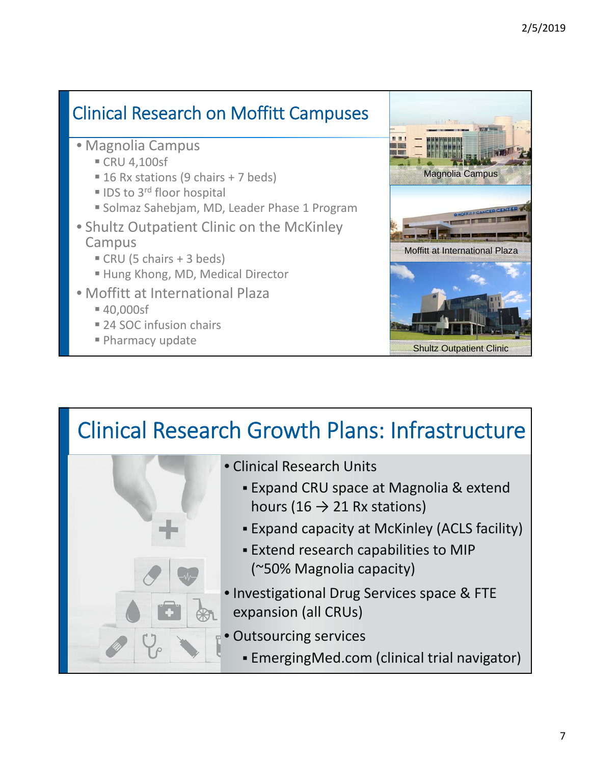## Clinical Research on Moffitt Campuses

- Magnolia Campus
  - CRU 4,100sf
  - 16 Rx stations (9 chairs + 7 beds)
  - IDS to 3rd floor hospital
  - Solmaz Sahebjam, MD, Leader Phase 1 Program
- Shultz Outpatient Clinic on the McKinley Campus
  - CRU (5 chairs + 3 beds)
  - Hung Khong, MD, Medical Director
- Moffitt at International Plaza
  - 40,000sf
  - 24 SOC infusion chairs
  - Pharmacy update

Magnolia Campus

Moffitt at International Plaza

Shultz Outpatient Clinic

## Clinical Research Growth Plans: Infrastructure

- Clinical Research Units
  - Expand CRU space at Magnolia & extend hours (16 → 21 Rx stations)
  - Expand capacity at McKinley (ACLS facility)
  - Extend research capabilities to MIP (~50% Magnolia capacity)
- Investigational Drug Services space & FTE expansion (all CRUs)
- Outsourcing services
  - EmergingMed.com (clinical trial navigator)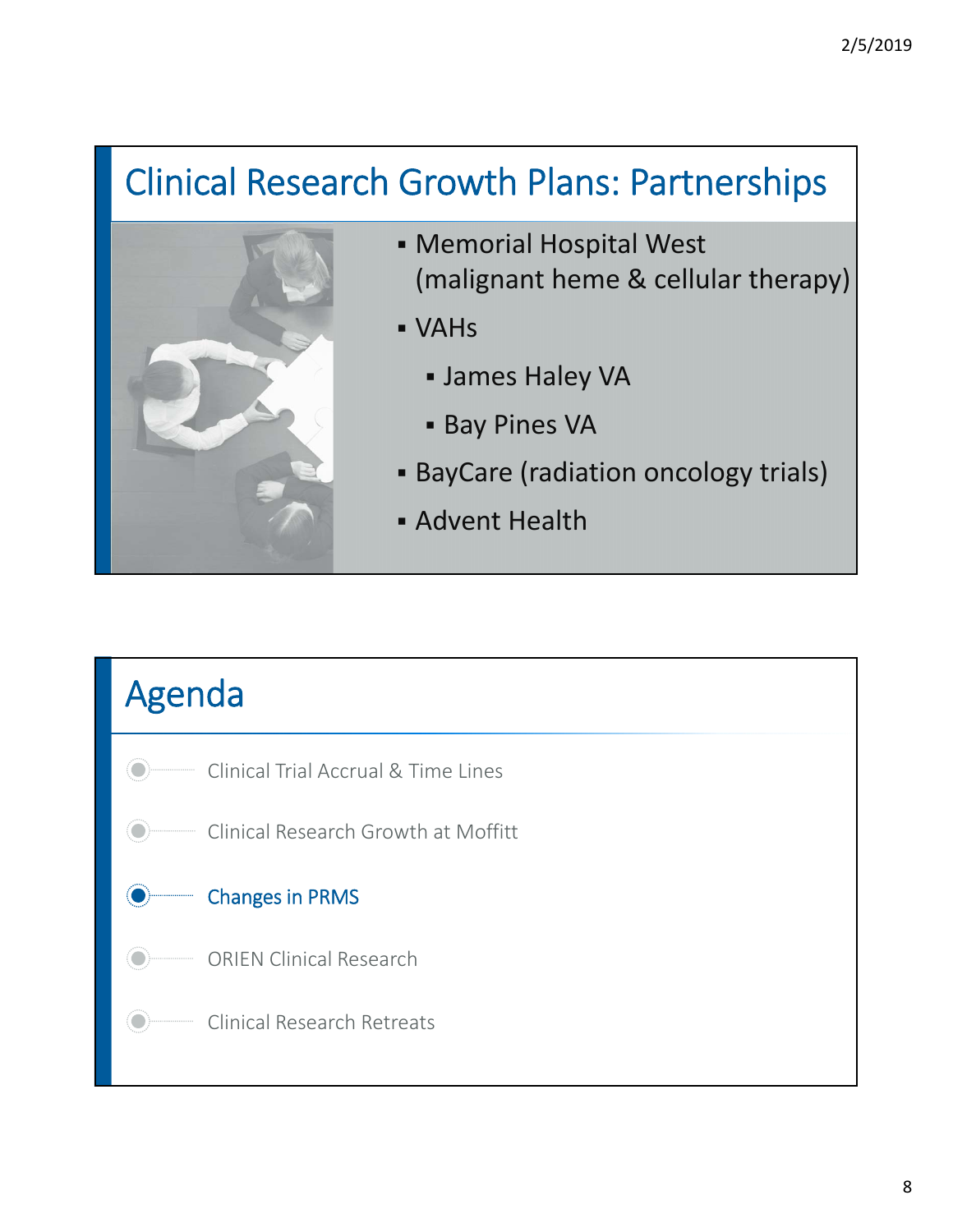## Clinical Research Growth Plans: Partnerships

- Memorial Hospital West (malignant heme & cellular therapy)
- VAHs
  - James Haley VA
  - Bay Pines VA
- BayCare (radiation oncology trials)
- Advent Health

## Agenda

- Clinical Trial Accrual & Time Lines
- Clinical Research Growth at Moffitt
- **Changes in PRMS**
- ORIEN Clinical Research
- Clinical Research Retreats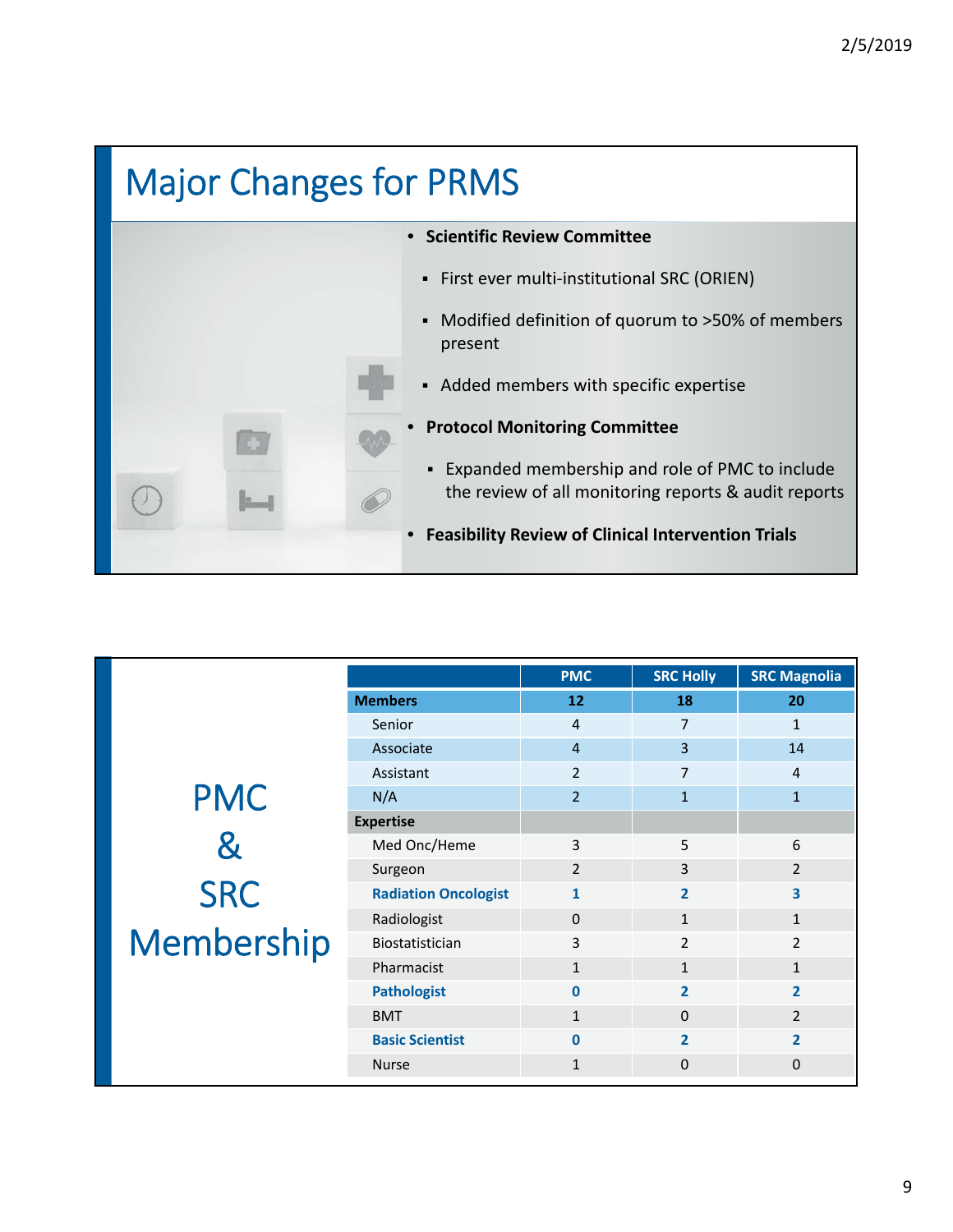# Major Changes for PRMS

- **Scientific Review Committee**
  - First ever multi-institutional SRC (ORIEN)
  - Modified definition of quorum to >50% of members present
  - Added members with specific expertise
- **Protocol Monitoring Committee**
  - Expanded membership and role of PMC to include the review of all monitoring reports & audit reports
- **Feasibility Review of Clinical Intervention Trials**

# PMC & SRC Membership

| | PMC | SRC Holly | SRC Magnolia |
|---|---|---|---|
| **Members** | **12** | **18** | **20** |
| Senior | 4 | 7 | 1 |
| Associate | 4 | 3 | 14 |
| Assistant | 2 | 7 | 4 |
| N/A | 2 | 1 | 1 |
| **Expertise** | | | |
| Med Onc/Heme | 3 | 5 | 6 |
| Surgeon | 2 | 3 | 2 |
| **Radiation Oncologist** | **1** | **2** | **3** |
| Radiologist | 0 | 1 | 1 |
| Biostatistician | 3 | 2 | 2 |
| Pharmacist | 1 | 1 | 1 |
| **Pathologist** | **0** | **2** | **2** |
| BMT | 1 | 0 | 2 |
| **Basic Scientist** | **0** | **2** | **2** |
| Nurse | 1 | 0 | 0 |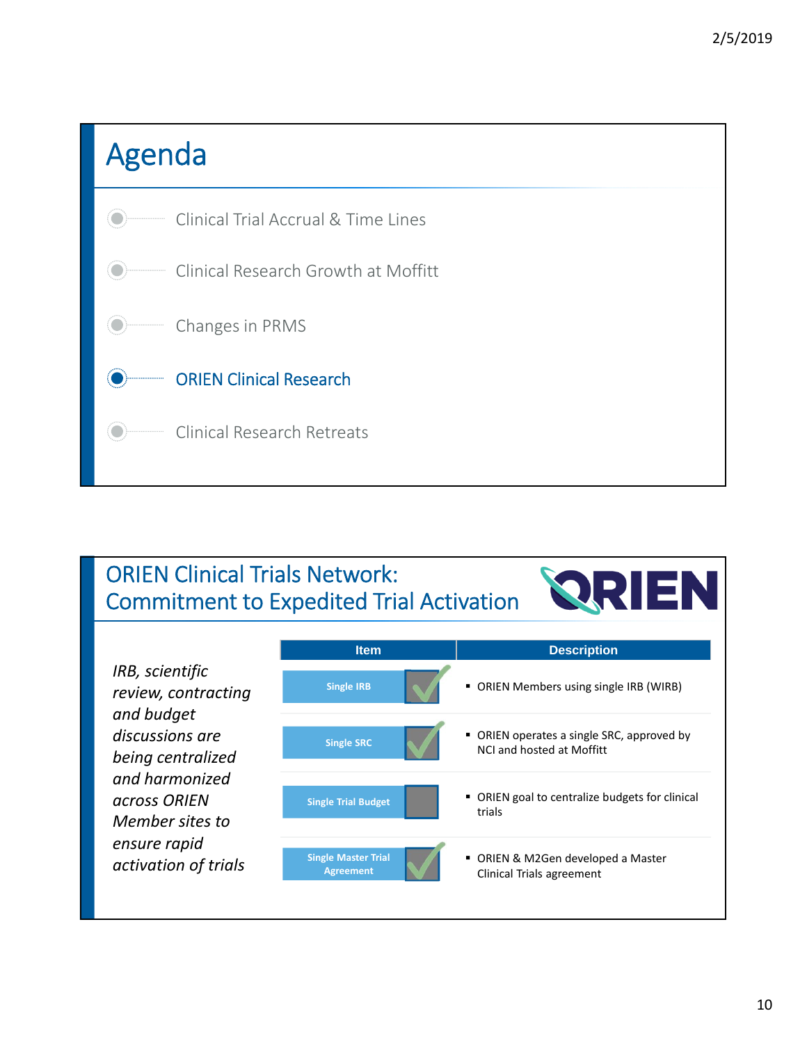## Agenda

- Clinical Trial Accrual & Time Lines
- Clinical Research Growth at Moffitt
- Changes in PRMS
- **ORIEN Clinical Research**
- Clinical Research Retreats

## ORIEN Clinical Trials Network: Commitment to Expedited Trial Activation

*IRB, scientific review, contracting and budget discussions are being centralized and harmonized across ORIEN Member sites to ensure rapid activation of trials*

| Item | | Description |
|---|---|---|
| Single IRB | ✓ | ORIEN Members using single IRB (WIRB) |
| Single SRC | ✓ | ORIEN operates a single SRC, approved by NCI and hosted at Moffitt |
| Single Trial Budget | | ORIEN goal to centralize budgets for clinical trials |
| Single Master Trial Agreement | ✓ | ORIEN & M2Gen developed a Master Clinical Trials agreement |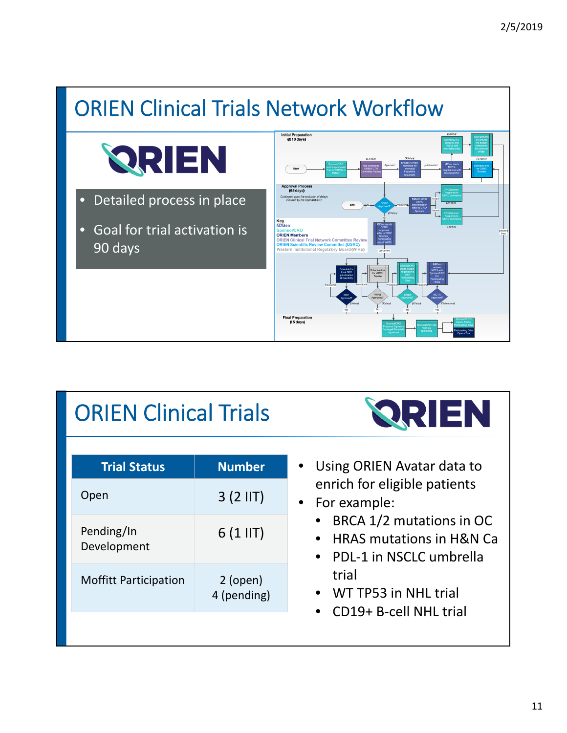# ORIEN Clinical Trials Network Workflow

- Detailed process in place
- Goal for trial activation is 90 days

# ORIEN Clinical Trials

| Trial Status | Number |
| --- | --- |
| Open | 3 (2 IIT) |
| Pending/In Development | 6 (1 IIT) |
| Moffitt Participation | 2 (open) 4 (pending) |

- Using ORIEN Avatar data to enrich for eligible patients
- For example:
  - BRCA 1/2 mutations in OC
  - HRAS mutations in H&N Ca
  - PDL-1 in NSCLC umbrella trial
  - WT TP53 in NHL trial
  - CD19+ B-cell NHL trial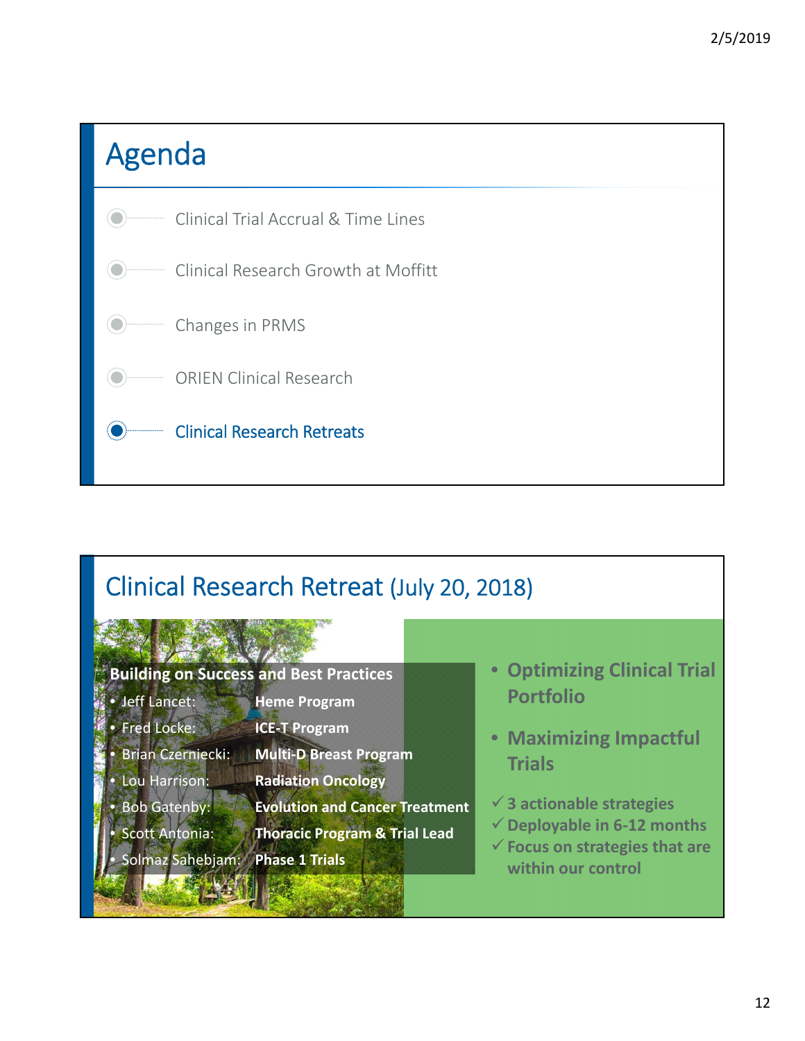## Agenda

- Clinical Trial Accrual & Time Lines
- Clinical Research Growth at Moffitt
- Changes in PRMS
- ORIEN Clinical Research
- **Clinical Research Retreats**

## Clinical Research Retreat (July 20, 2018)

**Building on Success and Best Practices**

- Jeff Lancet: **Heme Program**
- Fred Locke: **ICE-T Program**
- Brian Czerniecki: **Multi-D Breast Program**
- Lou Harrison: **Radiation Oncology**
- Bob Gatenby: **Evolution and Cancer Treatment**
- Scott Antonia: **Thoracic Program & Trial Lead**
- Solmaz Sahebjam: **Phase 1 Trials**

- **Optimizing Clinical Trial Portfolio**
- **Maximizing Impactful Trials**

✓ **3 actionable strategies**
✓ **Deployable in 6-12 months**
✓ **Focus on strategies that are within our control**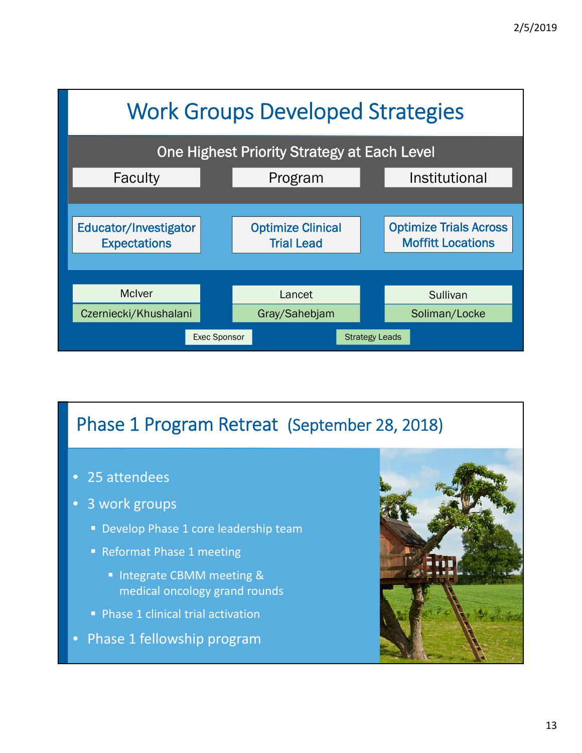## Work Groups Developed Strategies

**One Highest Priority Strategy at Each Level**

| Faculty | Program | Institutional |
| --- | --- | --- |
| Educator/Investigator Expectations | Optimize Clinical Trial Lead | Optimize Trials Across Moffitt Locations |
| McIver | Lancet | Sullivan |
| Czerniecki/Khushalani | Gray/Sahebjam | Soliman/Locke |

Exec Sponsor | Strategy Leads

## Phase 1 Program Retreat (September 28, 2018)

- 25 attendees
- 3 work groups
  - Develop Phase 1 core leadership team
  - Reformat Phase 1 meeting
    - Integrate CBMM meeting & medical oncology grand rounds
  - Phase 1 clinical trial activation
- Phase 1 fellowship program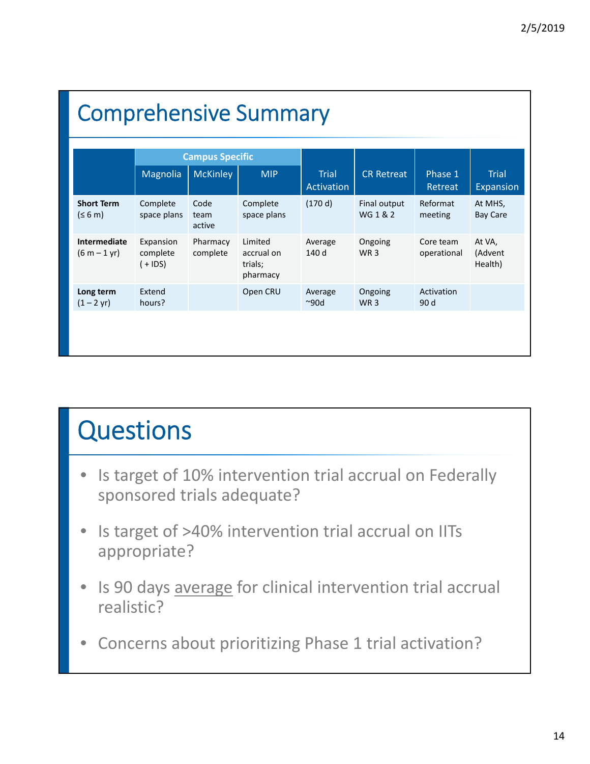## Comprehensive Summary

| | Campus Specific | | | Trial Activation | CR Retreat | Phase 1 Retreat | Trial Expansion |
|---|---|---|---|---|---|---|---|
| | Magnolia | McKinley | MIP | | | | |
| **Short Term** (≤ 6 m) | Complete space plans | Code team active | Complete space plans | (170 d) | Final output WG 1 & 2 | Reformat meeting | At MHS, Bay Care |
| **Intermediate** (6 m – 1 yr) | Expansion complete ( + IDS) | Pharmacy complete | Limited accrual on trials; pharmacy | Average 140 d | Ongoing WR 3 | Core team operational | At VA, (Advent Health) |
| **Long term** (1 – 2 yr) | Extend hours? | | Open CRU | Average ~90d | Ongoing WR 3 | Activation 90 d | |

## Questions

- Is target of 10% intervention trial accrual on Federally sponsored trials adequate?
- Is target of >40% intervention trial accrual on IITs appropriate?
- Is 90 days <u>average</u> for clinical intervention trial accrual realistic?
- Concerns about prioritizing Phase 1 trial activation?